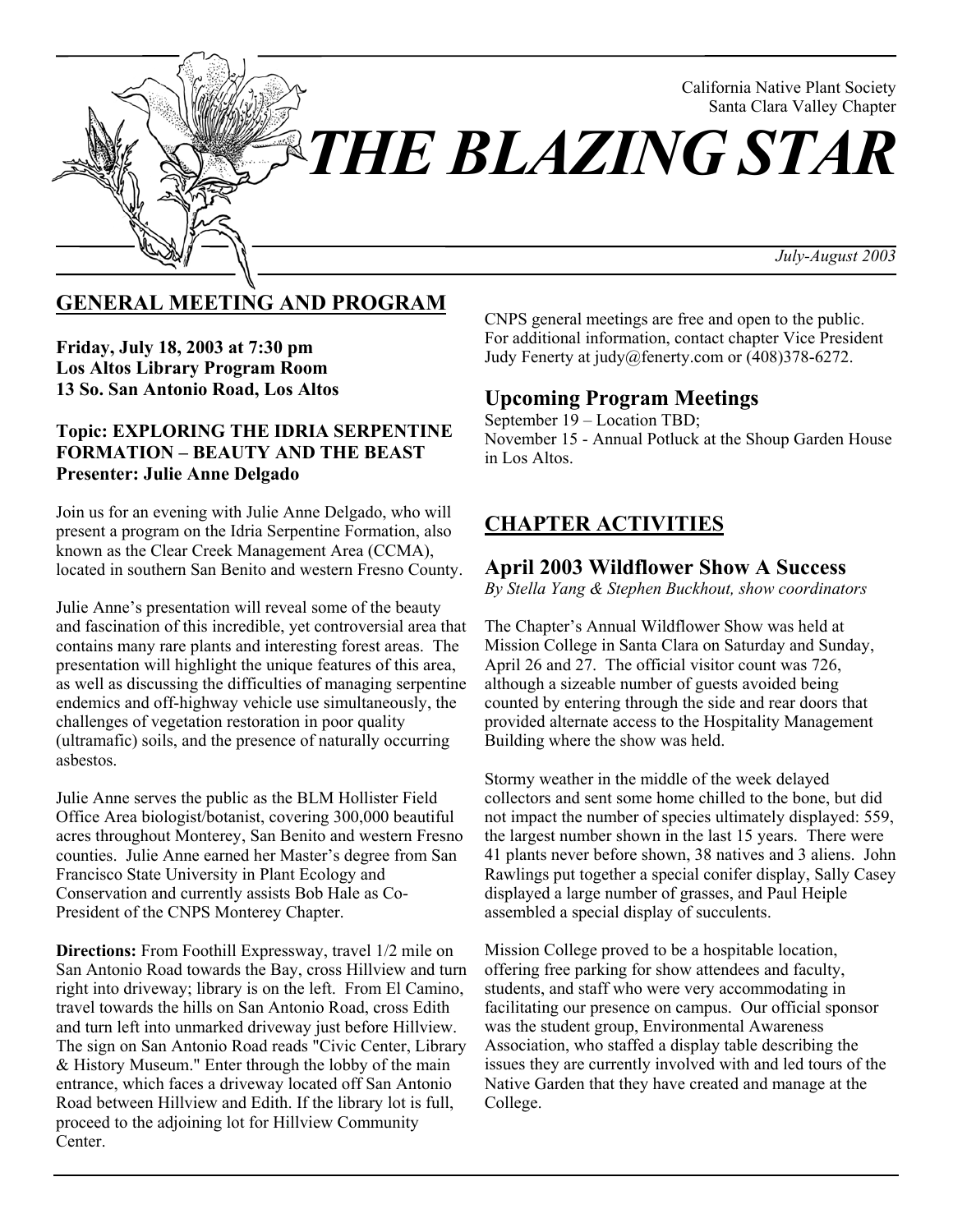California Native Plant Society
Santa Clara Valley Chapter

# THE BLAZING STAR

*July-August 2003*

## GENERAL MEETING AND PROGRAM

**Friday, July 18, 2003 at 7:30 pm**
**Los Altos Library Program Room**
**13 So. San Antonio Road, Los Altos**

**Topic: EXPLORING THE IDRIA SERPENTINE FORMATION – BEAUTY AND THE BEAST**
**Presenter: Julie Anne Delgado**

Join us for an evening with Julie Anne Delgado, who will present a program on the Idria Serpentine Formation, also known as the Clear Creek Management Area (CCMA), located in southern San Benito and western Fresno County.

Julie Anne's presentation will reveal some of the beauty and fascination of this incredible, yet controversial area that contains many rare plants and interesting forest areas. The presentation will highlight the unique features of this area, as well as discussing the difficulties of managing serpentine endemics and off-highway vehicle use simultaneously, the challenges of vegetation restoration in poor quality (ultramafic) soils, and the presence of naturally occurring asbestos.

Julie Anne serves the public as the BLM Hollister Field Office Area biologist/botanist, covering 300,000 beautiful acres throughout Monterey, San Benito and western Fresno counties. Julie Anne earned her Master's degree from San Francisco State University in Plant Ecology and Conservation and currently assists Bob Hale as Co-President of the CNPS Monterey Chapter.

**Directions:** From Foothill Expressway, travel 1/2 mile on San Antonio Road towards the Bay, cross Hillview and turn right into driveway; library is on the left. From El Camino, travel towards the hills on San Antonio Road, cross Edith and turn left into unmarked driveway just before Hillview. The sign on San Antonio Road reads "Civic Center, Library & History Museum." Enter through the lobby of the main entrance, which faces a driveway located off San Antonio Road between Hillview and Edith. If the library lot is full, proceed to the adjoining lot for Hillview Community Center.

CNPS general meetings are free and open to the public. For additional information, contact chapter Vice President Judy Fenerty at judy@fenerty.com or (408)378-6272.

### Upcoming Program Meetings

September 19 – Location TBD;
November 15 - Annual Potluck at the Shoup Garden House in Los Altos.

## CHAPTER ACTIVITIES

### April 2003 Wildflower Show A Success

*By Stella Yang & Stephen Buckhout, show coordinators*

The Chapter's Annual Wildflower Show was held at Mission College in Santa Clara on Saturday and Sunday, April 26 and 27. The official visitor count was 726, although a sizeable number of guests avoided being counted by entering through the side and rear doors that provided alternate access to the Hospitality Management Building where the show was held.

Stormy weather in the middle of the week delayed collectors and sent some home chilled to the bone, but did not impact the number of species ultimately displayed: 559, the largest number shown in the last 15 years. There were 41 plants never before shown, 38 natives and 3 aliens. John Rawlings put together a special conifer display, Sally Casey displayed a large number of grasses, and Paul Heiple assembled a special display of succulents.

Mission College proved to be a hospitable location, offering free parking for show attendees and faculty, students, and staff who were very accommodating in facilitating our presence on campus. Our official sponsor was the student group, Environmental Awareness Association, who staffed a display table describing the issues they are currently involved with and led tours of the Native Garden that they have created and manage at the College.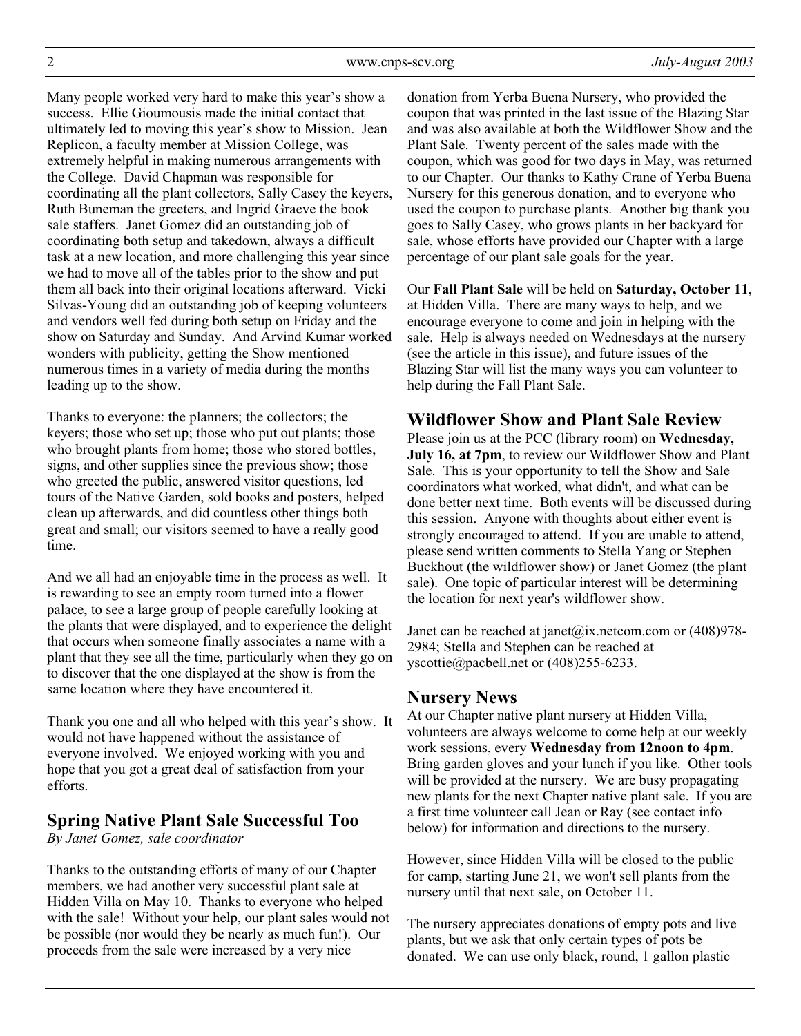Many people worked very hard to make this year's show a success. Ellie Gioumousis made the initial contact that ultimately led to moving this year's show to Mission. Jean Replicon, a faculty member at Mission College, was extremely helpful in making numerous arrangements with the College. David Chapman was responsible for coordinating all the plant collectors, Sally Casey the keyers, Ruth Buneman the greeters, and Ingrid Graeve the book sale staffers. Janet Gomez did an outstanding job of coordinating both setup and takedown, always a difficult task at a new location, and more challenging this year since we had to move all of the tables prior to the show and put them all back into their original locations afterward. Vicki Silvas-Young did an outstanding job of keeping volunteers and vendors well fed during both setup on Friday and the show on Saturday and Sunday. And Arvind Kumar worked wonders with publicity, getting the Show mentioned numerous times in a variety of media during the months leading up to the show.

Thanks to everyone: the planners; the collectors; the keyers; those who set up; those who put out plants; those who brought plants from home; those who stored bottles, signs, and other supplies since the previous show; those who greeted the public, answered visitor questions, led tours of the Native Garden, sold books and posters, helped clean up afterwards, and did countless other things both great and small; our visitors seemed to have a really good time.

And we all had an enjoyable time in the process as well. It is rewarding to see an empty room turned into a flower palace, to see a large group of people carefully looking at the plants that were displayed, and to experience the delight that occurs when someone finally associates a name with a plant that they see all the time, particularly when they go on to discover that the one displayed at the show is from the same location where they have encountered it.

Thank you one and all who helped with this year's show. It would not have happened without the assistance of everyone involved. We enjoyed working with you and hope that you got a great deal of satisfaction from your efforts.

## Spring Native Plant Sale Successful Too

*By Janet Gomez, sale coordinator*

Thanks to the outstanding efforts of many of our Chapter members, we had another very successful plant sale at Hidden Villa on May 10. Thanks to everyone who helped with the sale! Without your help, our plant sales would not be possible (nor would they be nearly as much fun!). Our proceeds from the sale were increased by a very nice donation from Yerba Buena Nursery, who provided the coupon that was printed in the last issue of the Blazing Star and was also available at both the Wildflower Show and the Plant Sale. Twenty percent of the sales made with the coupon, which was good for two days in May, was returned to our Chapter. Our thanks to Kathy Crane of Yerba Buena Nursery for this generous donation, and to everyone who used the coupon to purchase plants. Another big thank you goes to Sally Casey, who grows plants in her backyard for sale, whose efforts have provided our Chapter with a large percentage of our plant sale goals for the year.

Our **Fall Plant Sale** will be held on **Saturday, October 11**, at Hidden Villa. There are many ways to help, and we encourage everyone to come and join in helping with the sale. Help is always needed on Wednesdays at the nursery (see the article in this issue), and future issues of the Blazing Star will list the many ways you can volunteer to help during the Fall Plant Sale.

## Wildflower Show and Plant Sale Review

Please join us at the PCC (library room) on **Wednesday, July 16, at 7pm**, to review our Wildflower Show and Plant Sale. This is your opportunity to tell the Show and Sale coordinators what worked, what didn't, and what can be done better next time. Both events will be discussed during this session. Anyone with thoughts about either event is strongly encouraged to attend. If you are unable to attend, please send written comments to Stella Yang or Stephen Buckhout (the wildflower show) or Janet Gomez (the plant sale). One topic of particular interest will be determining the location for next year's wildflower show.

Janet can be reached at janet@ix.netcom.com or (408)978-2984; Stella and Stephen can be reached at yscottie@pacbell.net or (408)255-6233.

## Nursery News

At our Chapter native plant nursery at Hidden Villa, volunteers are always welcome to come help at our weekly work sessions, every **Wednesday from 12noon to 4pm**. Bring garden gloves and your lunch if you like. Other tools will be provided at the nursery. We are busy propagating new plants for the next Chapter native plant sale. If you are a first time volunteer call Jean or Ray (see contact info below) for information and directions to the nursery.

However, since Hidden Villa will be closed to the public for camp, starting June 21, we won't sell plants from the nursery until that next sale, on October 11.

The nursery appreciates donations of empty pots and live plants, but we ask that only certain types of pots be donated. We can use only black, round, 1 gallon plastic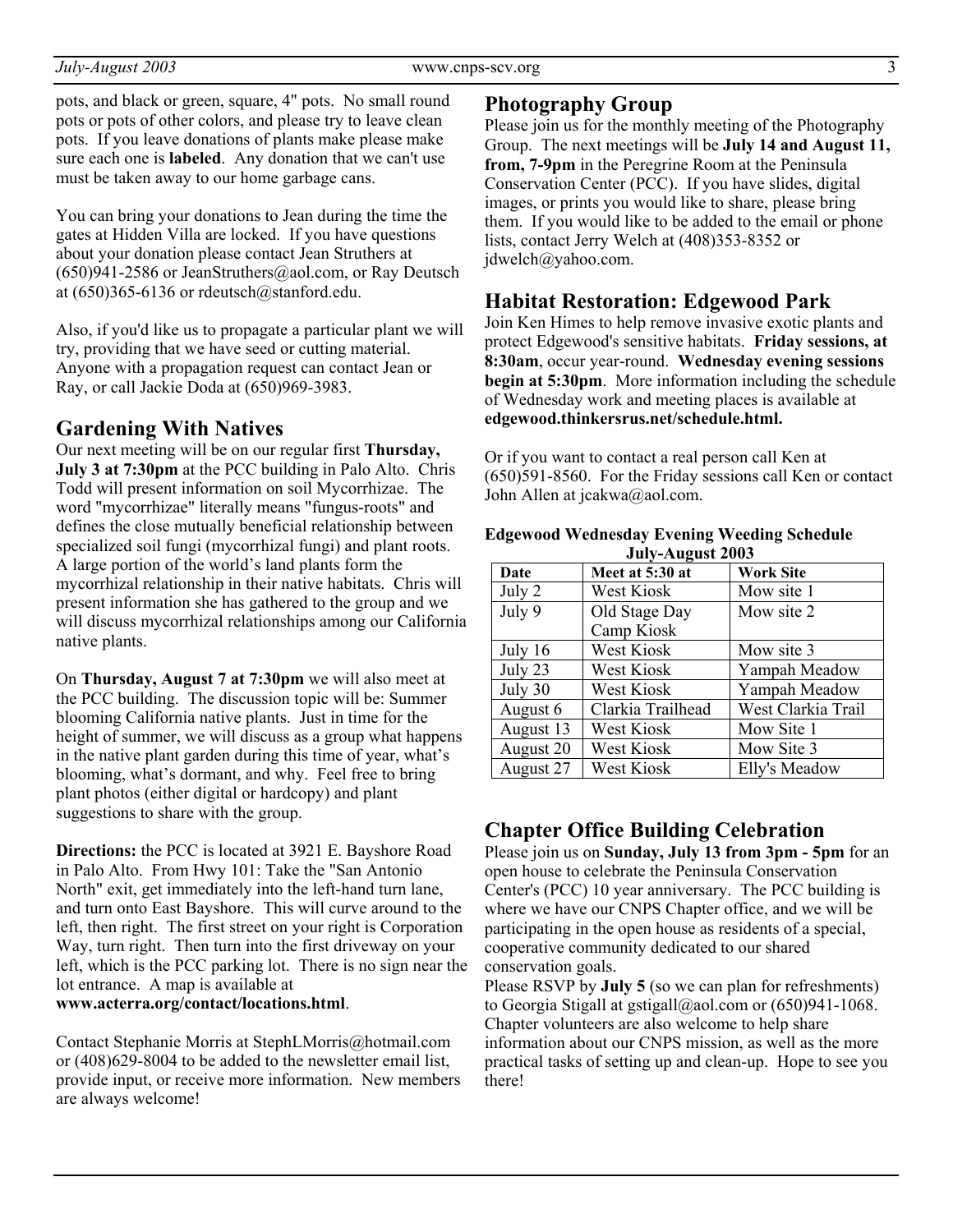pots, and black or green, square, 4" pots. No small round pots or pots of other colors, and please try to leave clean pots. If you leave donations of plants make please make sure each one is **labeled**. Any donation that we can't use must be taken away to our home garbage cans.

You can bring your donations to Jean during the time the gates at Hidden Villa are locked. If you have questions about your donation please contact Jean Struthers at (650)941-2586 or JeanStruthers@aol.com, or Ray Deutsch at (650)365-6136 or rdeutsch@stanford.edu.

Also, if you'd like us to propagate a particular plant we will try, providing that we have seed or cutting material. Anyone with a propagation request can contact Jean or Ray, or call Jackie Doda at (650)969-3983.

## Gardening With Natives

Our next meeting will be on our regular first **Thursday, July 3 at 7:30pm** at the PCC building in Palo Alto. Chris Todd will present information on soil Mycorrhizae. The word "mycorrhizae" literally means "fungus-roots" and defines the close mutually beneficial relationship between specialized soil fungi (mycorrhizal fungi) and plant roots. A large portion of the world's land plants form the mycorrhizal relationship in their native habitats. Chris will present information she has gathered to the group and we will discuss mycorrhizal relationships among our California native plants.

On **Thursday, August 7 at 7:30pm** we will also meet at the PCC building. The discussion topic will be: Summer blooming California native plants. Just in time for the height of summer, we will discuss as a group what happens in the native plant garden during this time of year, what's blooming, what's dormant, and why. Feel free to bring plant photos (either digital or hardcopy) and plant suggestions to share with the group.

**Directions:** the PCC is located at 3921 E. Bayshore Road in Palo Alto. From Hwy 101: Take the "San Antonio North" exit, get immediately into the left-hand turn lane, and turn onto East Bayshore. This will curve around to the left, then right. The first street on your right is Corporation Way, turn right. Then turn into the first driveway on your left, which is the PCC parking lot. There is no sign near the lot entrance. A map is available at **www.acterra.org/contact/locations.html**.

Contact Stephanie Morris at StephLMorris@hotmail.com or (408)629-8004 to be added to the newsletter email list, provide input, or receive more information. New members are always welcome!

## Photography Group

Please join us for the monthly meeting of the Photography Group. The next meetings will be **July 14 and August 11, from, 7-9pm** in the Peregrine Room at the Peninsula Conservation Center (PCC). If you have slides, digital images, or prints you would like to share, please bring them. If you would like to be added to the email or phone lists, contact Jerry Welch at (408)353-8352 or jdwelch@yahoo.com.

## Habitat Restoration: Edgewood Park

Join Ken Himes to help remove invasive exotic plants and protect Edgewood's sensitive habitats. **Friday sessions, at 8:30am**, occur year-round. **Wednesday evening sessions begin at 5:30pm**. More information including the schedule of Wednesday work and meeting places is available at **edgewood.thinkersrus.net/schedule.html.**

Or if you want to contact a real person call Ken at (650)591-8560. For the Friday sessions call Ken or contact John Allen at jcakwa@aol.com.

**Edgewood Wednesday Evening Weeding Schedule July-August 2003**

| Date | Meet at 5:30 at | Work Site |
|---|---|---|
| July 2 | West Kiosk | Mow site 1 |
| July 9 | Old Stage Day Camp Kiosk | Mow site 2 |
| July 16 | West Kiosk | Mow site 3 |
| July 23 | West Kiosk | Yampah Meadow |
| July 30 | West Kiosk | Yampah Meadow |
| August 6 | Clarkia Trailhead | West Clarkia Trail |
| August 13 | West Kiosk | Mow Site 1 |
| August 20 | West Kiosk | Mow Site 3 |
| August 27 | West Kiosk | Elly's Meadow |

## Chapter Office Building Celebration

Please join us on **Sunday, July 13 from 3pm - 5pm** for an open house to celebrate the Peninsula Conservation Center's (PCC) 10 year anniversary. The PCC building is where we have our CNPS Chapter office, and we will be participating in the open house as residents of a special, cooperative community dedicated to our shared conservation goals.

Please RSVP by **July 5** (so we can plan for refreshments) to Georgia Stigall at gstigall@aol.com or (650)941-1068. Chapter volunteers are also welcome to help share information about our CNPS mission, as well as the more practical tasks of setting up and clean-up. Hope to see you there!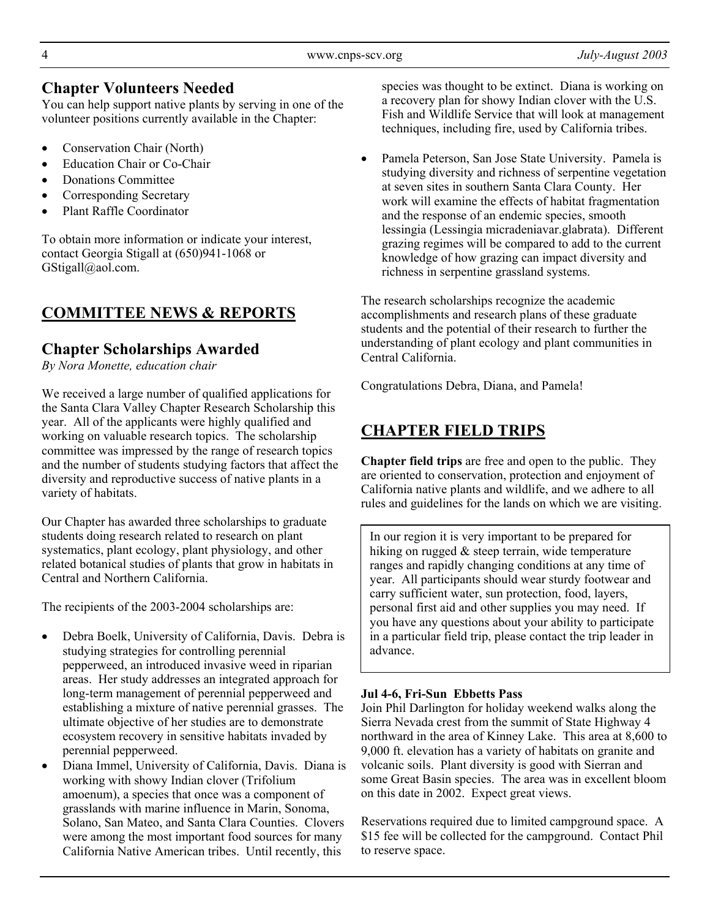## Chapter Volunteers Needed

You can help support native plants by serving in one of the volunteer positions currently available in the Chapter:

- Conservation Chair (North)
- Education Chair or Co-Chair
- Donations Committee
- Corresponding Secretary
- Plant Raffle Coordinator

To obtain more information or indicate your interest, contact Georgia Stigall at (650)941-1068 or GStigall@aol.com.

# COMMITTEE NEWS & REPORTS

## Chapter Scholarships Awarded

*By Nora Monette, education chair*

We received a large number of qualified applications for the Santa Clara Valley Chapter Research Scholarship this year. All of the applicants were highly qualified and working on valuable research topics. The scholarship committee was impressed by the range of research topics and the number of students studying factors that affect the diversity and reproductive success of native plants in a variety of habitats.

Our Chapter has awarded three scholarships to graduate students doing research related to research on plant systematics, plant ecology, plant physiology, and other related botanical studies of plants that grow in habitats in Central and Northern California.

The recipients of the 2003-2004 scholarships are:

- Debra Boelk, University of California, Davis. Debra is studying strategies for controlling perennial pepperweed, an introduced invasive weed in riparian areas. Her study addresses an integrated approach for long-term management of perennial pepperweed and establishing a mixture of native perennial grasses. The ultimate objective of her studies are to demonstrate ecosystem recovery in sensitive habitats invaded by perennial pepperweed.
- Diana Immel, University of California, Davis. Diana is working with showy Indian clover (Trifolium amoenum), a species that once was a component of grasslands with marine influence in Marin, Sonoma, Solano, San Mateo, and Santa Clara Counties. Clovers were among the most important food sources for many California Native American tribes. Until recently, this species was thought to be extinct. Diana is working on a recovery plan for showy Indian clover with the U.S. Fish and Wildlife Service that will look at management techniques, including fire, used by California tribes.
- Pamela Peterson, San Jose State University. Pamela is studying diversity and richness of serpentine vegetation at seven sites in southern Santa Clara County. Her work will examine the effects of habitat fragmentation and the response of an endemic species, smooth lessingia (Lessingia micradeniavar.glabrata). Different grazing regimes will be compared to add to the current knowledge of how grazing can impact diversity and richness in serpentine grassland systems.

The research scholarships recognize the academic accomplishments and research plans of these graduate students and the potential of their research to further the understanding of plant ecology and plant communities in Central California.

Congratulations Debra, Diana, and Pamela!

# CHAPTER FIELD TRIPS

**Chapter field trips** are free and open to the public. They are oriented to conservation, protection and enjoyment of California native plants and wildlife, and we adhere to all rules and guidelines for the lands on which we are visiting.

In our region it is very important to be prepared for hiking on rugged & steep terrain, wide temperature ranges and rapidly changing conditions at any time of year. All participants should wear sturdy footwear and carry sufficient water, sun protection, food, layers, personal first aid and other supplies you may need. If you have any questions about your ability to participate in a particular field trip, please contact the trip leader in advance.

**Jul 4-6, Fri-Sun Ebbetts Pass**
Join Phil Darlington for holiday weekend walks along the Sierra Nevada crest from the summit of State Highway 4 northward in the area of Kinney Lake. This area at 8,600 to 9,000 ft. elevation has a variety of habitats on granite and volcanic soils. Plant diversity is good with Sierran and some Great Basin species. The area was in excellent bloom on this date in 2002. Expect great views.

Reservations required due to limited campground space. A $15 fee will be collected for the campground. Contact Phil to reserve space.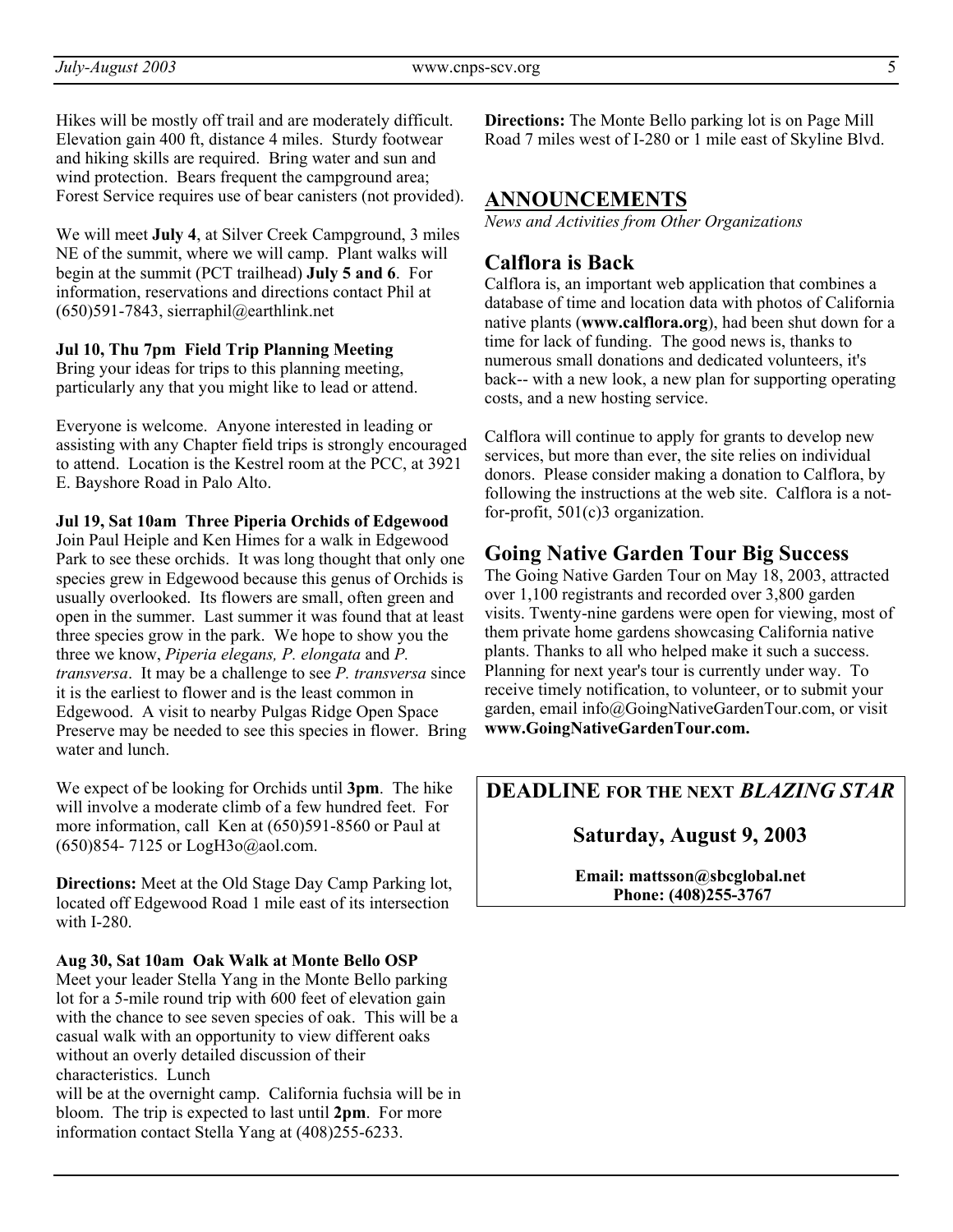Hikes will be mostly off trail and are moderately difficult. Elevation gain 400 ft, distance 4 miles. Sturdy footwear and hiking skills are required. Bring water and sun and wind protection. Bears frequent the campground area; Forest Service requires use of bear canisters (not provided).

We will meet **July 4**, at Silver Creek Campground, 3 miles NE of the summit, where we will camp. Plant walks will begin at the summit (PCT trailhead) **July 5 and 6**. For information, reservations and directions contact Phil at (650)591-7843, sierraphil@earthlink.net

**Jul 10, Thu 7pm Field Trip Planning Meeting**
Bring your ideas for trips to this planning meeting, particularly any that you might like to lead or attend.

Everyone is welcome. Anyone interested in leading or assisting with any Chapter field trips is strongly encouraged to attend. Location is the Kestrel room at the PCC, at 3921 E. Bayshore Road in Palo Alto.

**Jul 19, Sat 10am Three Piperia Orchids of Edgewood**
Join Paul Heiple and Ken Himes for a walk in Edgewood Park to see these orchids. It was long thought that only one species grew in Edgewood because this genus of Orchids is usually overlooked. Its flowers are small, often green and open in the summer. Last summer it was found that at least three species grow in the park. We hope to show you the three we know, *Piperia elegans, P. elongata* and *P. transversa*. It may be a challenge to see *P. transversa* since it is the earliest to flower and is the least common in Edgewood. A visit to nearby Pulgas Ridge Open Space Preserve may be needed to see this species in flower. Bring water and lunch.

We expect of be looking for Orchids until **3pm**. The hike will involve a moderate climb of a few hundred feet. For more information, call Ken at (650)591-8560 or Paul at (650)854- 7125 or LogH3o@aol.com.

**Directions:** Meet at the Old Stage Day Camp Parking lot, located off Edgewood Road 1 mile east of its intersection with I-280.

**Aug 30, Sat 10am Oak Walk at Monte Bello OSP**
Meet your leader Stella Yang in the Monte Bello parking lot for a 5-mile round trip with 600 feet of elevation gain with the chance to see seven species of oak. This will be a casual walk with an opportunity to view different oaks without an overly detailed discussion of their characteristics. Lunch
will be at the overnight camp. California fuchsia will be in bloom. The trip is expected to last until **2pm**. For more information contact Stella Yang at (408)255-6233.

**Directions:** The Monte Bello parking lot is on Page Mill Road 7 miles west of I-280 or 1 mile east of Skyline Blvd.

## ANNOUNCEMENTS

*News and Activities from Other Organizations*

### Calflora is Back

Calflora is, an important web application that combines a database of time and location data with photos of California native plants (**www.calflora.org**), had been shut down for a time for lack of funding. The good news is, thanks to numerous small donations and dedicated volunteers, it's back-- with a new look, a new plan for supporting operating costs, and a new hosting service.

Calflora will continue to apply for grants to develop new services, but more than ever, the site relies on individual donors. Please consider making a donation to Calflora, by following the instructions at the web site. Calflora is a not-for-profit, 501(c)3 organization.

### Going Native Garden Tour Big Success

The Going Native Garden Tour on May 18, 2003, attracted over 1,100 registrants and recorded over 3,800 garden visits. Twenty-nine gardens were open for viewing, most of them private home gardens showcasing California native plants. Thanks to all who helped make it such a success. Planning for next year's tour is currently under way. To receive timely notification, to volunteer, or to submit your garden, email info@GoingNativeGardenTour.com, or visit **www.GoingNativeGardenTour.com.**

**DEADLINE FOR THE NEXT *BLAZING STAR***

**Saturday, August 9, 2003**

**Email: mattsson@sbcglobal.net**
**Phone: (408)255-3767**